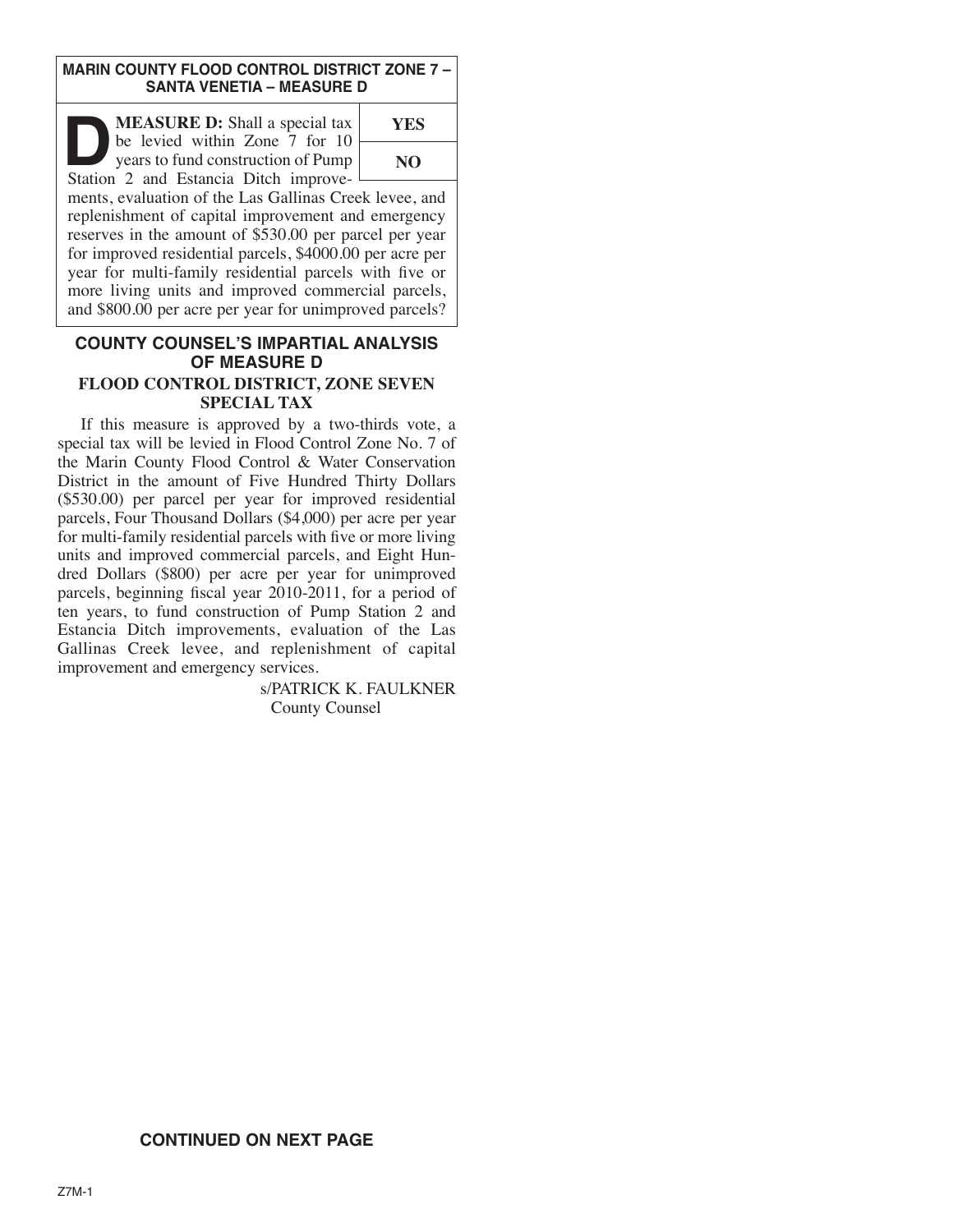**MARIN COUNTY FLOOD CONTROL DISTRICT ZONE 7 – SANTA VENETIA – MEASURE D**

**D** **MEASURE D:** Shall a special tax be levied within Zone 7 for 10 years to fund construction of Pump Station 2 and Estancia Ditch improvements, evaluation of the Las Gallinas Creek levee, and replenishment of capital improvement and emergency reserves in the amount of $530.00 per parcel per year for improved residential parcels, $4000.00 per acre per year for multi-family residential parcels with five or more living units and improved commercial parcels, and $800.00 per acre per year for unimproved parcels?

| YES |
|---|
| NO |

## COUNTY COUNSEL'S IMPARTIAL ANALYSIS OF MEASURE D

### FLOOD CONTROL DISTRICT, ZONE SEVEN SPECIAL TAX

If this measure is approved by a two-thirds vote, a special tax will be levied in Flood Control Zone No. 7 of the Marin County Flood Control & Water Conservation District in the amount of Five Hundred Thirty Dollars ($530.00) per parcel per year for improved residential parcels, Four Thousand Dollars ($4,000) per acre per year for multi-family residential parcels with five or more living units and improved commercial parcels, and Eight Hundred Dollars ($800) per acre per year for unimproved parcels, beginning fiscal year 2010-2011, for a period of ten years, to fund construction of Pump Station 2 and Estancia Ditch improvements, evaluation of the Las Gallinas Creek levee, and replenishment of capital improvement and emergency services.

s/PATRICK K. FAULKNER
County Counsel

**CONTINUED ON NEXT PAGE**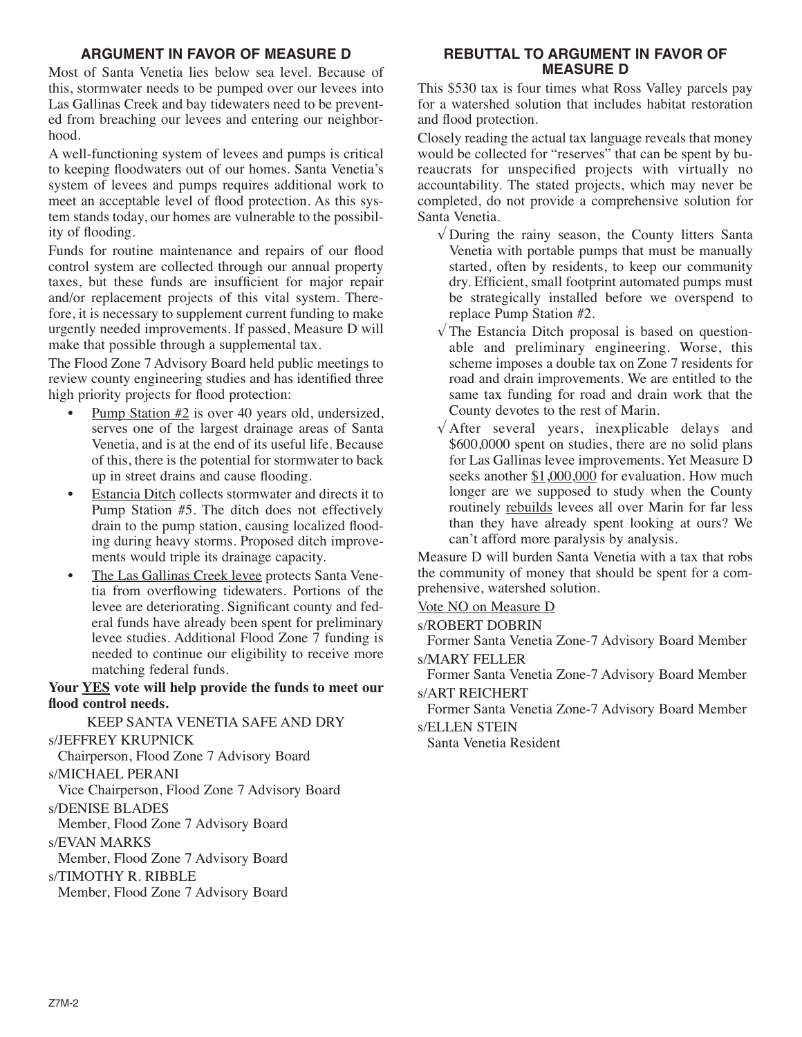## ARGUMENT IN FAVOR OF MEASURE D

Most of Santa Venetia lies below sea level. Because of this, stormwater needs to be pumped over our levees into Las Gallinas Creek and bay tidewaters need to be prevented from breaching our levees and entering our neighborhood.

A well-functioning system of levees and pumps is critical to keeping floodwaters out of our homes. Santa Venetia's system of levees and pumps requires additional work to meet an acceptable level of flood protection. As this system stands today, our homes are vulnerable to the possibility of flooding.

Funds for routine maintenance and repairs of our flood control system are collected through our annual property taxes, but these funds are insufficient for major repair and/or replacement projects of this vital system. Therefore, it is necessary to supplement current funding to make urgently needed improvements. If passed, Measure D will make that possible through a supplemental tax.

The Flood Zone 7 Advisory Board held public meetings to review county engineering studies and has identified three high priority projects for flood protection:

- Pump Station #2 is over 40 years old, undersized, serves one of the largest drainage areas of Santa Venetia, and is at the end of its useful life. Because of this, there is the potential for stormwater to back up in street drains and cause flooding.
- Estancia Ditch collects stormwater and directs it to Pump Station #5. The ditch does not effectively drain to the pump station, causing localized flooding during heavy storms. Proposed ditch improvements would triple its drainage capacity.
- The Las Gallinas Creek levee protects Santa Venetia from overflowing tidewaters. Portions of the levee are deteriorating. Significant county and federal funds have already been spent for preliminary levee studies. Additional Flood Zone 7 funding is needed to continue our eligibility to receive more matching federal funds.

**Your YES vote will help provide the funds to meet our flood control needs.**

KEEP SANTA VENETIA SAFE AND DRY

s/JEFFREY KRUPNICK
Chairperson, Flood Zone 7 Advisory Board

s/MICHAEL PERANI
Vice Chairperson, Flood Zone 7 Advisory Board

s/DENISE BLADES
Member, Flood Zone 7 Advisory Board

s/EVAN MARKS
Member, Flood Zone 7 Advisory Board

s/TIMOTHY R. RIBBLE
Member, Flood Zone 7 Advisory Board

## REBUTTAL TO ARGUMENT IN FAVOR OF MEASURE D

This $530 tax is four times what Ross Valley parcels pay for a watershed solution that includes habitat restoration and flood protection.

Closely reading the actual tax language reveals that money would be collected for "reserves" that can be spent by bureaucrats for unspecified projects with virtually no accountability. The stated projects, which may never be completed, do not provide a comprehensive solution for Santa Venetia.

- √ During the rainy season, the County litters Santa Venetia with portable pumps that must be manually started, often by residents, to keep our community dry. Efficient, small footprint automated pumps must be strategically installed before we overspend to replace Pump Station #2.
- √ The Estancia Ditch proposal is based on questionable and preliminary engineering. Worse, this scheme imposes a double tax on Zone 7 residents for road and drain improvements. We are entitled to the same tax funding for road and drain work that the County devotes to the rest of Marin.
- √ After several years, inexplicable delays and $600,0000 spent on studies, there are no solid plans for Las Gallinas levee improvements. Yet Measure D seeks another $1,000,000 for evaluation. How much longer are we supposed to study when the County routinely rebuilds levees all over Marin for far less than they have already spent looking at ours? We can't afford more paralysis by analysis.

Measure D will burden Santa Venetia with a tax that robs the community of money that should be spent for a comprehensive, watershed solution.

Vote NO on Measure D

s/ROBERT DOBRIN
Former Santa Venetia Zone-7 Advisory Board Member

s/MARY FELLER
Former Santa Venetia Zone-7 Advisory Board Member

s/ART REICHERT
Former Santa Venetia Zone-7 Advisory Board Member

s/ELLEN STEIN
Santa Venetia Resident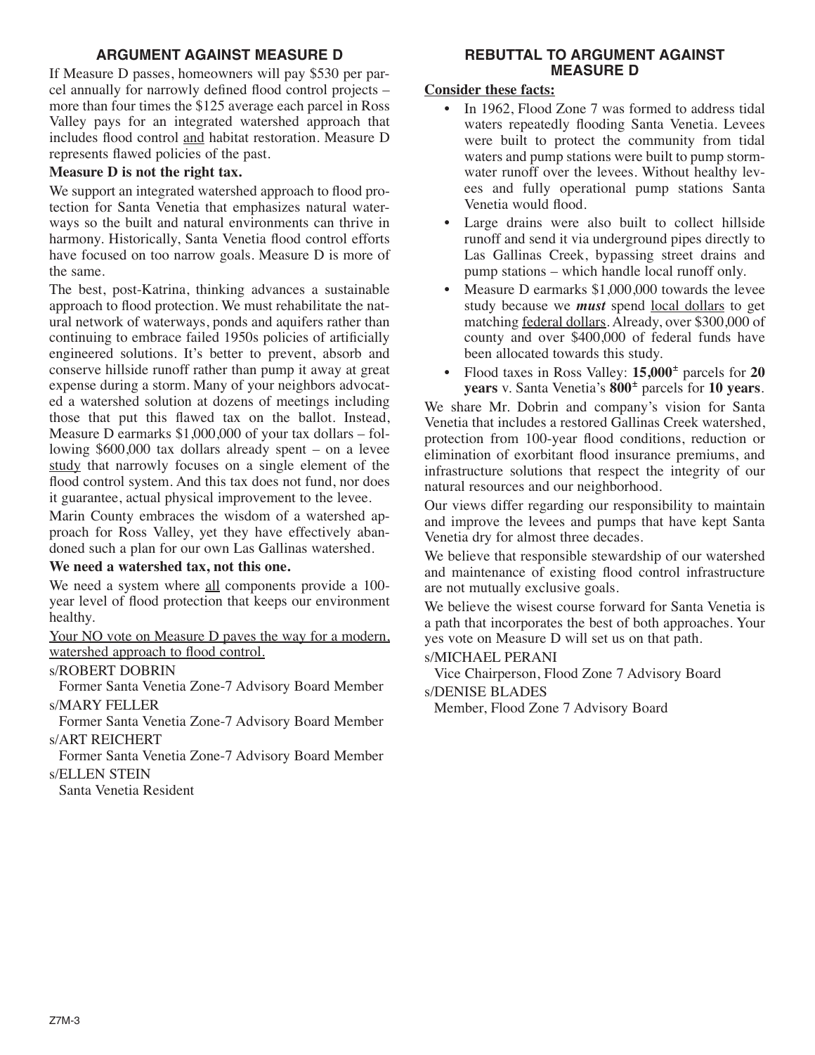## ARGUMENT AGAINST MEASURE D

If Measure D passes, homeowners will pay $530 per parcel annually for narrowly defined flood control projects – more than four times the $125 average each parcel in Ross Valley pays for an integrated watershed approach that includes flood control and habitat restoration. Measure D represents flawed policies of the past.

**Measure D is not the right tax.**

We support an integrated watershed approach to flood protection for Santa Venetia that emphasizes natural waterways so the built and natural environments can thrive in harmony. Historically, Santa Venetia flood control efforts have focused on too narrow goals. Measure D is more of the same.

The best, post-Katrina, thinking advances a sustainable approach to flood protection. We must rehabilitate the natural network of waterways, ponds and aquifers rather than continuing to embrace failed 1950s policies of artificially engineered solutions. It's better to prevent, absorb and conserve hillside runoff rather than pump it away at great expense during a storm. Many of your neighbors advocated a watershed solution at dozens of meetings including those that put this flawed tax on the ballot. Instead, Measure D earmarks $1,000,000 of your tax dollars – following $600,000 tax dollars already spent – on a levee study that narrowly focuses on a single element of the flood control system. And this tax does not fund, nor does it guarantee, actual physical improvement to the levee.

Marin County embraces the wisdom of a watershed approach for Ross Valley, yet they have effectively abandoned such a plan for our own Las Gallinas watershed.

**We need a watershed tax, not this one.**

We need a system where all components provide a 100-year level of flood protection that keeps our environment healthy.

Your NO vote on Measure D paves the way for a modern, watershed approach to flood control.

s/ROBERT DOBRIN
Former Santa Venetia Zone-7 Advisory Board Member

s/MARY FELLER
Former Santa Venetia Zone-7 Advisory Board Member

s/ART REICHERT
Former Santa Venetia Zone-7 Advisory Board Member

s/ELLEN STEIN
Santa Venetia Resident

## REBUTTAL TO ARGUMENT AGAINST MEASURE D

**Consider these facts:**

- In 1962, Flood Zone 7 was formed to address tidal waters repeatedly flooding Santa Venetia. Levees were built to protect the community from tidal waters and pump stations were built to pump stormwater runoff over the levees. Without healthy levees and fully operational pump stations Santa Venetia would flood.
- Large drains were also built to collect hillside runoff and send it via underground pipes directly to Las Gallinas Creek, bypassing street drains and pump stations – which handle local runoff only.
- Measure D earmarks $1,000,000 towards the levee study because we ***must*** spend local dollars to get matching federal dollars. Already, over $300,000 of county and over $400,000 of federal funds have been allocated towards this study.
- Flood taxes in Ross Valley: **15,000±** parcels for **20 years** v. Santa Venetia's **800±** parcels for **10 years**.

We share Mr. Dobrin and company's vision for Santa Venetia that includes a restored Gallinas Creek watershed, protection from 100-year flood conditions, reduction or elimination of exorbitant flood insurance premiums, and infrastructure solutions that respect the integrity of our natural resources and our neighborhood.

Our views differ regarding our responsibility to maintain and improve the levees and pumps that have kept Santa Venetia dry for almost three decades.

We believe that responsible stewardship of our watershed and maintenance of existing flood control infrastructure are not mutually exclusive goals.

We believe the wisest course forward for Santa Venetia is a path that incorporates the best of both approaches. Your yes vote on Measure D will set us on that path.

s/MICHAEL PERANI
Vice Chairperson, Flood Zone 7 Advisory Board

s/DENISE BLADES
Member, Flood Zone 7 Advisory Board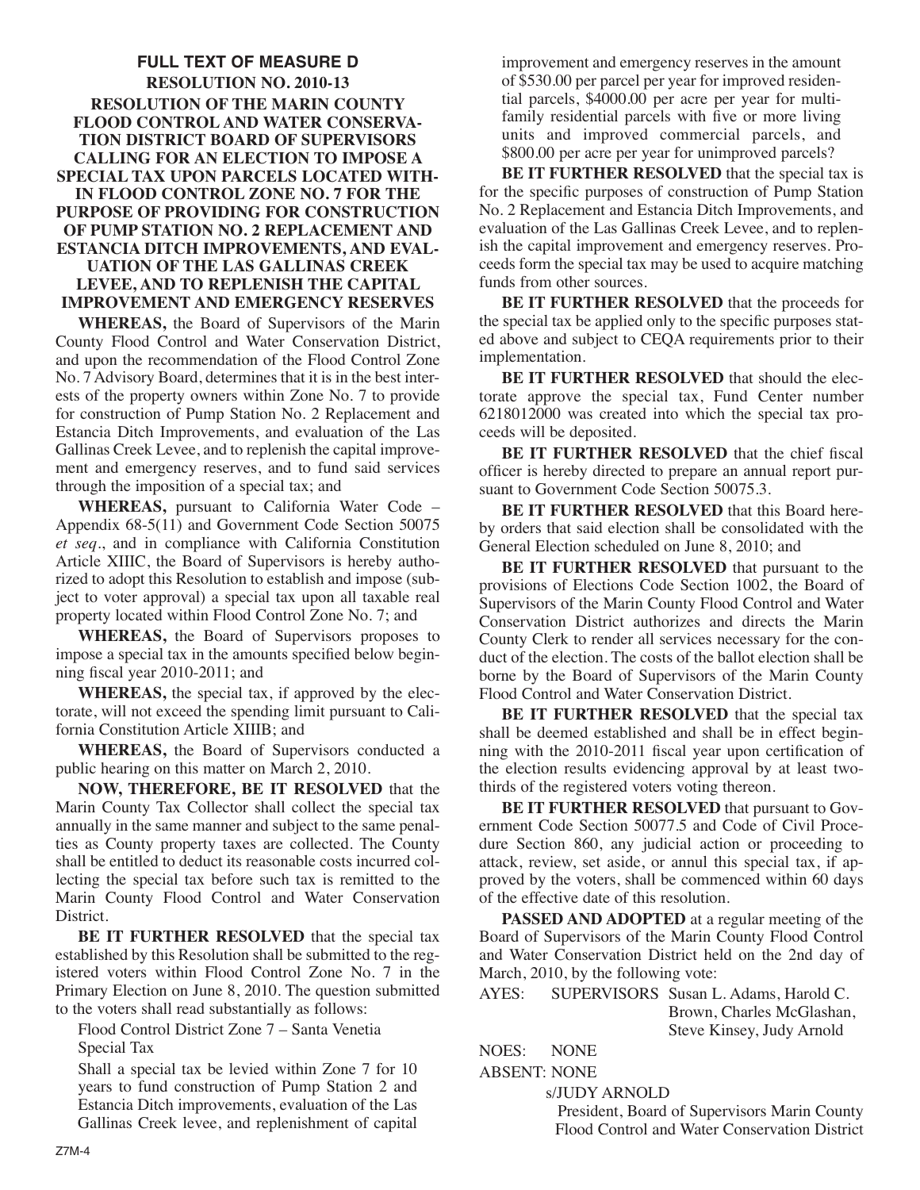## FULL TEXT OF MEASURE D

### RESOLUTION NO. 2010-13

### RESOLUTION OF THE MARIN COUNTY FLOOD CONTROL AND WATER CONSERVATION DISTRICT BOARD OF SUPERVISORS CALLING FOR AN ELECTION TO IMPOSE A SPECIAL TAX UPON PARCELS LOCATED WITHIN FLOOD CONTROL ZONE NO. 7 FOR THE PURPOSE OF PROVIDING FOR CONSTRUCTION OF PUMP STATION NO. 2 REPLACEMENT AND ESTANCIA DITCH IMPROVEMENTS, AND EVALUATION OF THE LAS GALLINAS CREEK LEVEE, AND TO REPLENISH THE CAPITAL IMPROVEMENT AND EMERGENCY RESERVES

**WHEREAS,** the Board of Supervisors of the Marin County Flood Control and Water Conservation District, and upon the recommendation of the Flood Control Zone No. 7 Advisory Board, determines that it is in the best interests of the property owners within Zone No. 7 to provide for construction of Pump Station No. 2 Replacement and Estancia Ditch Improvements, and evaluation of the Las Gallinas Creek Levee, and to replenish the capital improvement and emergency reserves, and to fund said services through the imposition of a special tax; and

**WHEREAS,** pursuant to California Water Code – Appendix 68-5(11) and Government Code Section 50075 *et seq*., and in compliance with California Constitution Article XIIIC, the Board of Supervisors is hereby authorized to adopt this Resolution to establish and impose (subject to voter approval) a special tax upon all taxable real property located within Flood Control Zone No. 7; and

**WHEREAS,** the Board of Supervisors proposes to impose a special tax in the amounts specified below beginning fiscal year 2010-2011; and

**WHEREAS,** the special tax, if approved by the electorate, will not exceed the spending limit pursuant to California Constitution Article XIIIB; and

**WHEREAS,** the Board of Supervisors conducted a public hearing on this matter on March 2, 2010.

**NOW, THEREFORE, BE IT RESOLVED** that the Marin County Tax Collector shall collect the special tax annually in the same manner and subject to the same penalties as County property taxes are collected. The County shall be entitled to deduct its reasonable costs incurred collecting the special tax before such tax is remitted to the Marin County Flood Control and Water Conservation District.

**BE IT FURTHER RESOLVED** that the special tax established by this Resolution shall be submitted to the registered voters within Flood Control Zone No. 7 in the Primary Election on June 8, 2010. The question submitted to the voters shall read substantially as follows:

> Flood Control District Zone 7 – Santa Venetia Special Tax
>
> Shall a special tax be levied within Zone 7 for 10 years to fund construction of Pump Station 2 and Estancia Ditch improvements, evaluation of the Las Gallinas Creek levee, and replenishment of capital improvement and emergency reserves in the amount of $530.00 per parcel per year for improved residential parcels, $4000.00 per acre per year for multifamily residential parcels with five or more living units and improved commercial parcels, and $800.00 per acre per year for unimproved parcels?

**BE IT FURTHER RESOLVED** that the special tax is for the specific purposes of construction of Pump Station No. 2 Replacement and Estancia Ditch Improvements, and evaluation of the Las Gallinas Creek Levee, and to replenish the capital improvement and emergency reserves. Proceeds form the special tax may be used to acquire matching funds from other sources.

**BE IT FURTHER RESOLVED** that the proceeds for the special tax be applied only to the specific purposes stated above and subject to CEQA requirements prior to their implementation.

**BE IT FURTHER RESOLVED** that should the electorate approve the special tax, Fund Center number 6218012000 was created into which the special tax proceeds will be deposited.

**BE IT FURTHER RESOLVED** that the chief fiscal officer is hereby directed to prepare an annual report pursuant to Government Code Section 50075.3.

**BE IT FURTHER RESOLVED** that this Board hereby orders that said election shall be consolidated with the General Election scheduled on June 8, 2010; and

**BE IT FURTHER RESOLVED** that pursuant to the provisions of Elections Code Section 1002, the Board of Supervisors of the Marin County Flood Control and Water Conservation District authorizes and directs the Marin County Clerk to render all services necessary for the conduct of the election. The costs of the ballot election shall be borne by the Board of Supervisors of the Marin County Flood Control and Water Conservation District.

**BE IT FURTHER RESOLVED** that the special tax shall be deemed established and shall be in effect beginning with the 2010-2011 fiscal year upon certification of the election results evidencing approval by at least two-thirds of the registered voters voting thereon.

**BE IT FURTHER RESOLVED** that pursuant to Government Code Section 50077.5 and Code of Civil Procedure Section 860, any judicial action or proceeding to attack, review, set aside, or annul this special tax, if approved by the voters, shall be commenced within 60 days of the effective date of this resolution.

**PASSED AND ADOPTED** at a regular meeting of the Board of Supervisors of the Marin County Flood Control and Water Conservation District held on the 2nd day of March, 2010, by the following vote:

AYES: SUPERVISORS Susan L. Adams, Harold C. Brown, Charles McGlashan, Steve Kinsey, Judy Arnold

NOES: NONE

ABSENT: NONE

s/JUDY ARNOLD
President, Board of Supervisors Marin County Flood Control and Water Conservation District